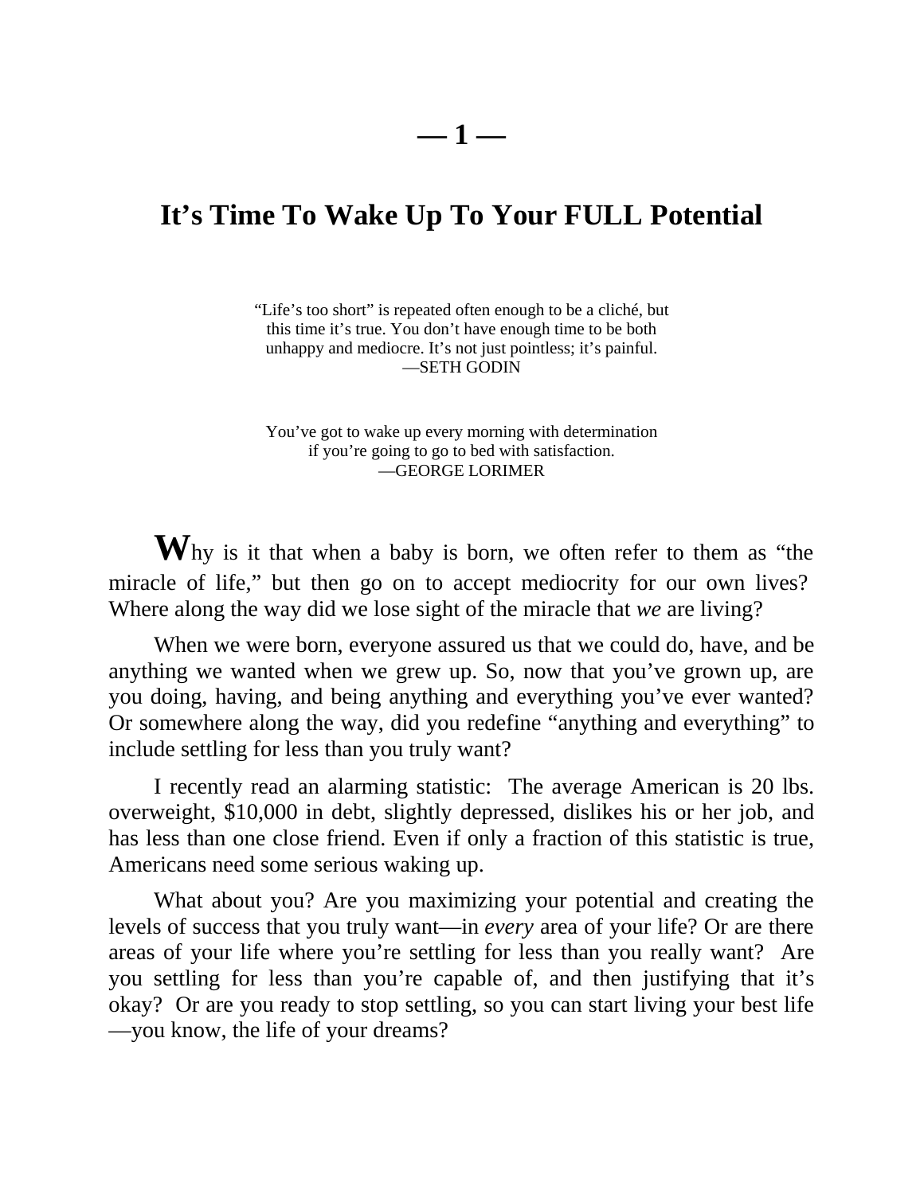# — 1 —

# It's Time To Wake Up To Your FULL Potential

> "Life's too short" is repeated often enough to be a cliché, but this time it's true. You don't have enough time to be both unhappy and mediocre. It's not just pointless; it's painful.
> —SETH GODIN

> You've got to wake up every morning with determination if you're going to go to bed with satisfaction.
> —GEORGE LORIMER

**W**hy is it that when a baby is born, we often refer to them as "the miracle of life," but then go on to accept mediocrity for our own lives? Where along the way did we lose sight of the miracle that *we* are living?

When we were born, everyone assured us that we could do, have, and be anything we wanted when we grew up. So, now that you've grown up, are you doing, having, and being anything and everything you've ever wanted? Or somewhere along the way, did you redefine "anything and everything" to include settling for less than you truly want?

I recently read an alarming statistic: The average American is 20 lbs. overweight, $10,000 in debt, slightly depressed, dislikes his or her job, and has less than one close friend. Even if only a fraction of this statistic is true, Americans need some serious waking up.

What about you? Are you maximizing your potential and creating the levels of success that you truly want—in *every* area of your life? Or are there areas of your life where you're settling for less than you really want? Are you settling for less than you're capable of, and then justifying that it's okay? Or are you ready to stop settling, so you can start living your best life—you know, the life of your dreams?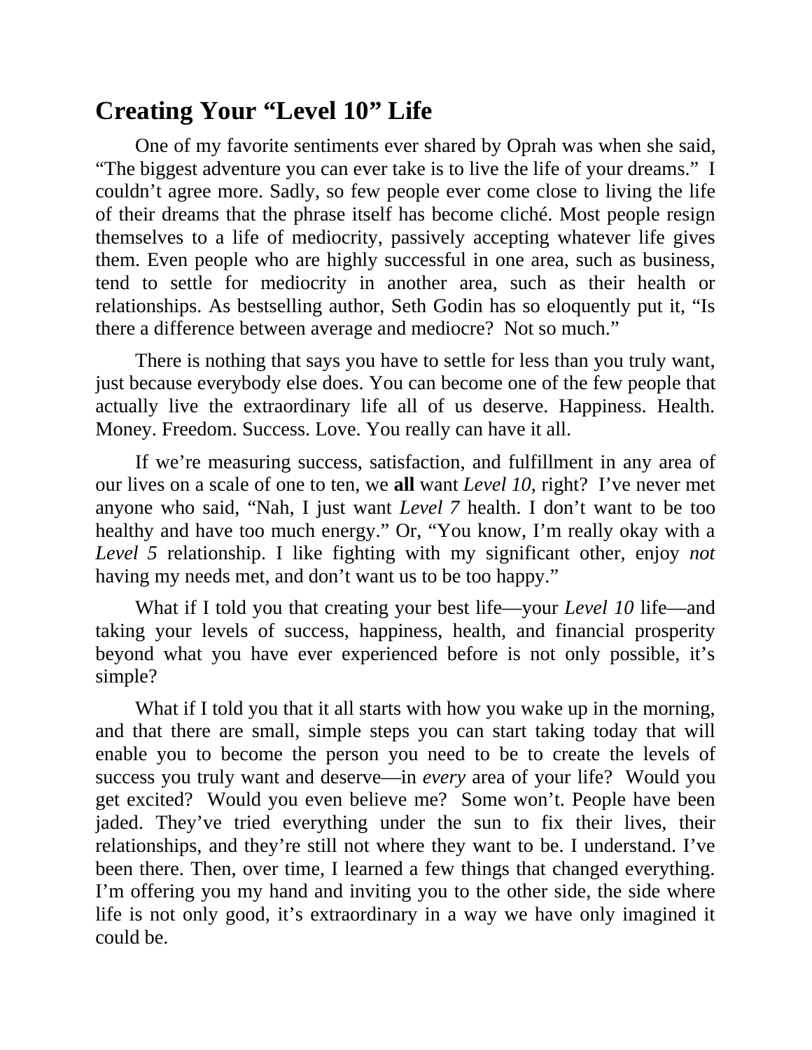## Creating Your "Level 10" Life

One of my favorite sentiments ever shared by Oprah was when she said, "The biggest adventure you can ever take is to live the life of your dreams." I couldn't agree more. Sadly, so few people ever come close to living the life of their dreams that the phrase itself has become cliché. Most people resign themselves to a life of mediocrity, passively accepting whatever life gives them. Even people who are highly successful in one area, such as business, tend to settle for mediocrity in another area, such as their health or relationships. As bestselling author, Seth Godin has so eloquently put it, "Is there a difference between average and mediocre? Not so much."

There is nothing that says you have to settle for less than you truly want, just because everybody else does. You can become one of the few people that actually live the extraordinary life all of us deserve. Happiness. Health. Money. Freedom. Success. Love. You really can have it all.

If we're measuring success, satisfaction, and fulfillment in any area of our lives on a scale of one to ten, we **all** want *Level 10*, right? I've never met anyone who said, "Nah, I just want *Level 7* health. I don't want to be too healthy and have too much energy." Or, "You know, I'm really okay with a *Level 5* relationship. I like fighting with my significant other, enjoy *not* having my needs met, and don't want us to be too happy."

What if I told you that creating your best life—your *Level 10* life—and taking your levels of success, happiness, health, and financial prosperity beyond what you have ever experienced before is not only possible, it's simple?

What if I told you that it all starts with how you wake up in the morning, and that there are small, simple steps you can start taking today that will enable you to become the person you need to be to create the levels of success you truly want and deserve—in *every* area of your life? Would you get excited? Would you even believe me? Some won't. People have been jaded. They've tried everything under the sun to fix their lives, their relationships, and they're still not where they want to be. I understand. I've been there. Then, over time, I learned a few things that changed everything. I'm offering you my hand and inviting you to the other side, the side where life is not only good, it's extraordinary in a way we have only imagined it could be.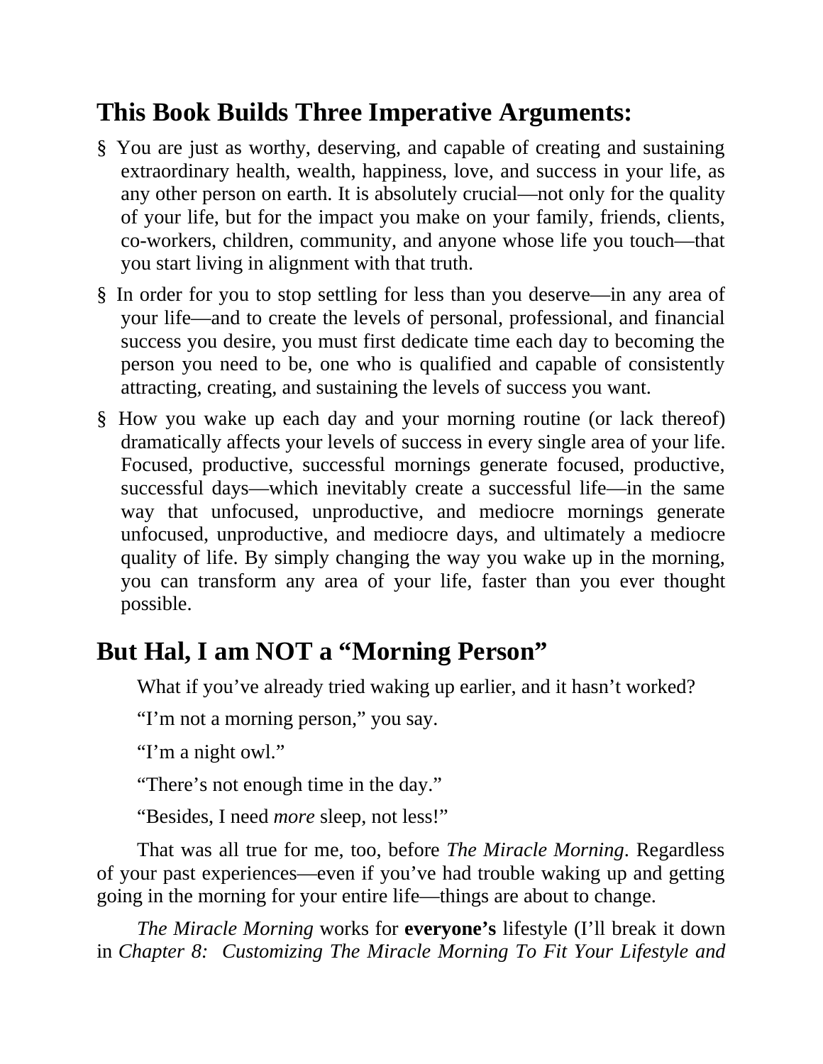## This Book Builds Three Imperative Arguments:

§ You are just as worthy, deserving, and capable of creating and sustaining extraordinary health, wealth, happiness, love, and success in your life, as any other person on earth. It is absolutely crucial—not only for the quality of your life, but for the impact you make on your family, friends, clients, co-workers, children, community, and anyone whose life you touch—that you start living in alignment with that truth.

§ In order for you to stop settling for less than you deserve—in any area of your life—and to create the levels of personal, professional, and financial success you desire, you must first dedicate time each day to becoming the person you need to be, one who is qualified and capable of consistently attracting, creating, and sustaining the levels of success you want.

§ How you wake up each day and your morning routine (or lack thereof) dramatically affects your levels of success in every single area of your life. Focused, productive, successful mornings generate focused, productive, successful days—which inevitably create a successful life—in the same way that unfocused, unproductive, and mediocre mornings generate unfocused, unproductive, and mediocre days, and ultimately a mediocre quality of life. By simply changing the way you wake up in the morning, you can transform any area of your life, faster than you ever thought possible.

## But Hal, I am NOT a "Morning Person"

What if you've already tried waking up earlier, and it hasn't worked?

"I'm not a morning person," you say.

"I'm a night owl."

"There's not enough time in the day."

"Besides, I need *more* sleep, not less!"

That was all true for me, too, before *The Miracle Morning*. Regardless of your past experiences—even if you've had trouble waking up and getting going in the morning for your entire life—things are about to change.

*The Miracle Morning* works for **everyone's** lifestyle (I'll break it down in *Chapter 8: Customizing The Miracle Morning To Fit Your Lifestyle and*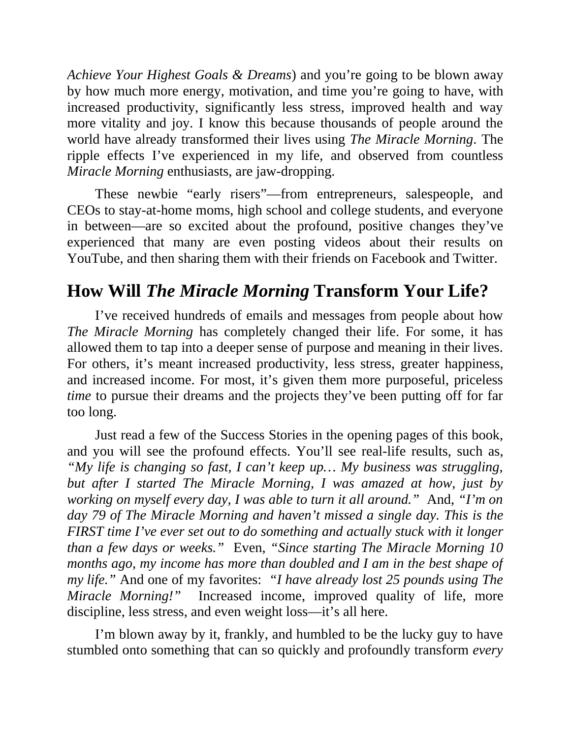*Achieve Your Highest Goals & Dreams*) and you're going to be blown away by how much more energy, motivation, and time you're going to have, with increased productivity, significantly less stress, improved health and way more vitality and joy. I know this because thousands of people around the world have already transformed their lives using *The Miracle Morning*. The ripple effects I've experienced in my life, and observed from countless *Miracle Morning* enthusiasts, are jaw-dropping.

These newbie "early risers"—from entrepreneurs, salespeople, and CEOs to stay-at-home moms, high school and college students, and everyone in between—are so excited about the profound, positive changes they've experienced that many are even posting videos about their results on YouTube, and then sharing them with their friends on Facebook and Twitter.

## How Will *The Miracle Morning* Transform Your Life?

I've received hundreds of emails and messages from people about how *The Miracle Morning* has completely changed their life. For some, it has allowed them to tap into a deeper sense of purpose and meaning in their lives. For others, it's meant increased productivity, less stress, greater happiness, and increased income. For most, it's given them more purposeful, priceless *time* to pursue their dreams and the projects they've been putting off for far too long.

Just read a few of the Success Stories in the opening pages of this book, and you will see the profound effects. You'll see real-life results, such as, *"My life is changing so fast, I can't keep up… My business was struggling, but after I started The Miracle Morning, I was amazed at how, just by working on myself every day, I was able to turn it all around."* And, *"I'm on day 79 of The Miracle Morning and haven't missed a single day. This is the FIRST time I've ever set out to do something and actually stuck with it longer than a few days or weeks."* Even, *"Since starting The Miracle Morning 10 months ago, my income has more than doubled and I am in the best shape of my life."* And one of my favorites: *"I have already lost 25 pounds using The Miracle Morning!"* Increased income, improved quality of life, more discipline, less stress, and even weight loss—it's all here.

I'm blown away by it, frankly, and humbled to be the lucky guy to have stumbled onto something that can so quickly and profoundly transform *every*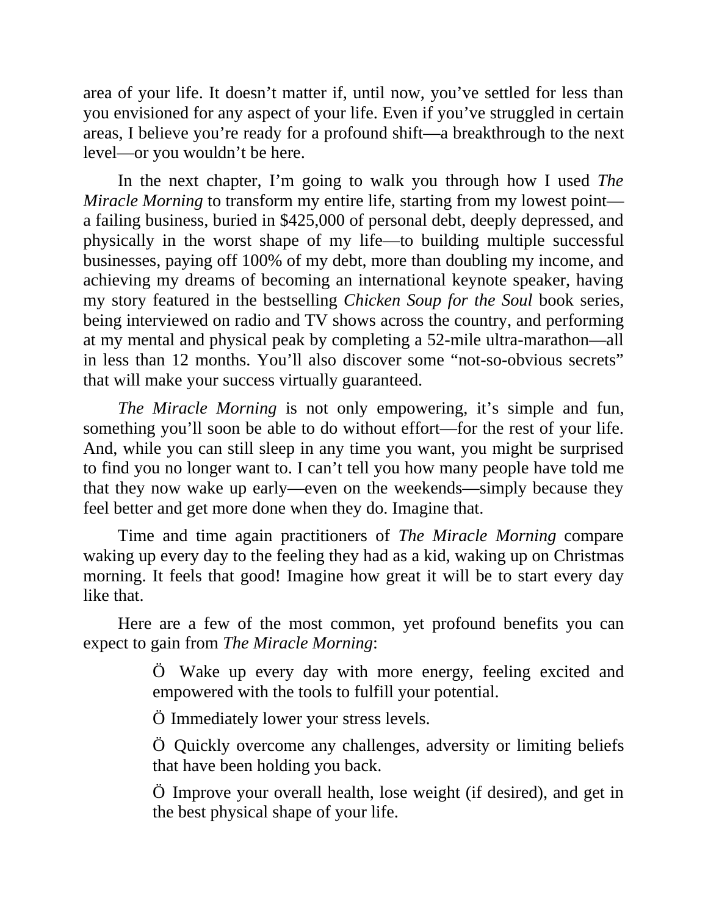area of your life. It doesn't matter if, until now, you've settled for less than you envisioned for any aspect of your life. Even if you've struggled in certain areas, I believe you're ready for a profound shift—a breakthrough to the next level—or you wouldn't be here.

In the next chapter, I'm going to walk you through how I used *The Miracle Morning* to transform my entire life, starting from my lowest point—a failing business, buried in $425,000 of personal debt, deeply depressed, and physically in the worst shape of my life—to building multiple successful businesses, paying off 100% of my debt, more than doubling my income, and achieving my dreams of becoming an international keynote speaker, having my story featured in the bestselling *Chicken Soup for the Soul* book series, being interviewed on radio and TV shows across the country, and performing at my mental and physical peak by completing a 52-mile ultra-marathon—all in less than 12 months. You'll also discover some "not-so-obvious secrets" that will make your success virtually guaranteed.

*The Miracle Morning* is not only empowering, it's simple and fun, something you'll soon be able to do without effort—for the rest of your life. And, while you can still sleep in any time you want, you might be surprised to find you no longer want to. I can't tell you how many people have told me that they now wake up early—even on the weekends—simply because they feel better and get more done when they do. Imagine that.

Time and time again practitioners of *The Miracle Morning* compare waking up every day to the feeling they had as a kid, waking up on Christmas morning. It feels that good! Imagine how great it will be to start every day like that.

Here are a few of the most common, yet profound benefits you can expect to gain from *The Miracle Morning*:

> Ö Wake up every day with more energy, feeling excited and empowered with the tools to fulfill your potential.
>
> Ö Immediately lower your stress levels.
>
> Ö Quickly overcome any challenges, adversity or limiting beliefs that have been holding you back.
>
> Ö Improve your overall health, lose weight (if desired), and get in the best physical shape of your life.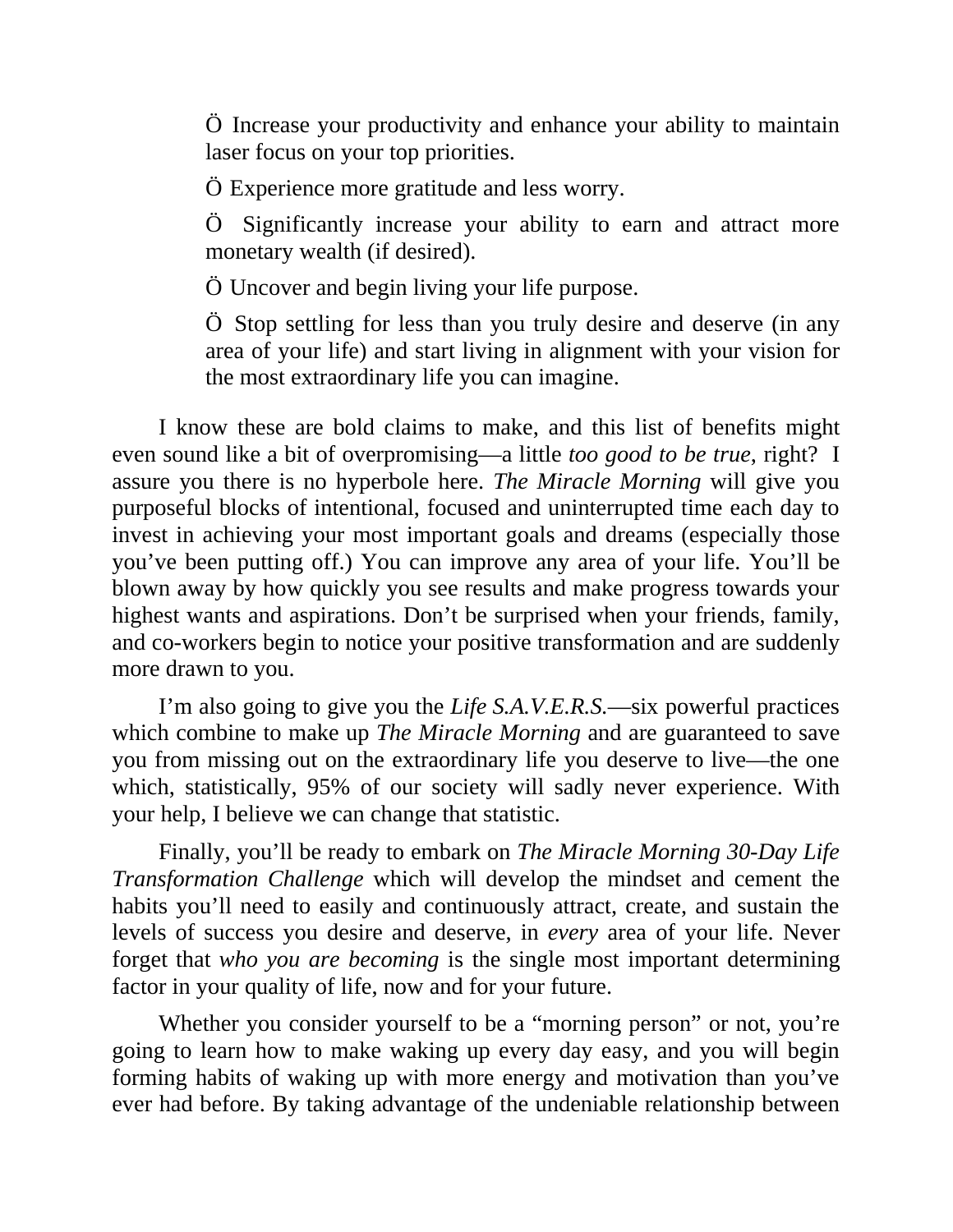- Ö Increase your productivity and enhance your ability to maintain laser focus on your top priorities.
- Ö Experience more gratitude and less worry.
- Ö Significantly increase your ability to earn and attract more monetary wealth (if desired).
- Ö Uncover and begin living your life purpose.
- Ö Stop settling for less than you truly desire and deserve (in any area of your life) and start living in alignment with your vision for the most extraordinary life you can imagine.

I know these are bold claims to make, and this list of benefits might even sound like a bit of overpromising—a little *too good to be true*, right? I assure you there is no hyperbole here. *The Miracle Morning* will give you purposeful blocks of intentional, focused and uninterrupted time each day to invest in achieving your most important goals and dreams (especially those you've been putting off.) You can improve any area of your life. You'll be blown away by how quickly you see results and make progress towards your highest wants and aspirations. Don't be surprised when your friends, family, and co-workers begin to notice your positive transformation and are suddenly more drawn to you.

I'm also going to give you the *Life S.A.V.E.R.S.*—six powerful practices which combine to make up *The Miracle Morning* and are guaranteed to save you from missing out on the extraordinary life you deserve to live—the one which, statistically, 95% of our society will sadly never experience. With your help, I believe we can change that statistic.

Finally, you'll be ready to embark on *The Miracle Morning 30-Day Life Transformation Challenge* which will develop the mindset and cement the habits you'll need to easily and continuously attract, create, and sustain the levels of success you desire and deserve, in *every* area of your life. Never forget that *who you are becoming* is the single most important determining factor in your quality of life, now and for your future.

Whether you consider yourself to be a "morning person" or not, you're going to learn how to make waking up every day easy, and you will begin forming habits of waking up with more energy and motivation than you've ever had before. By taking advantage of the undeniable relationship between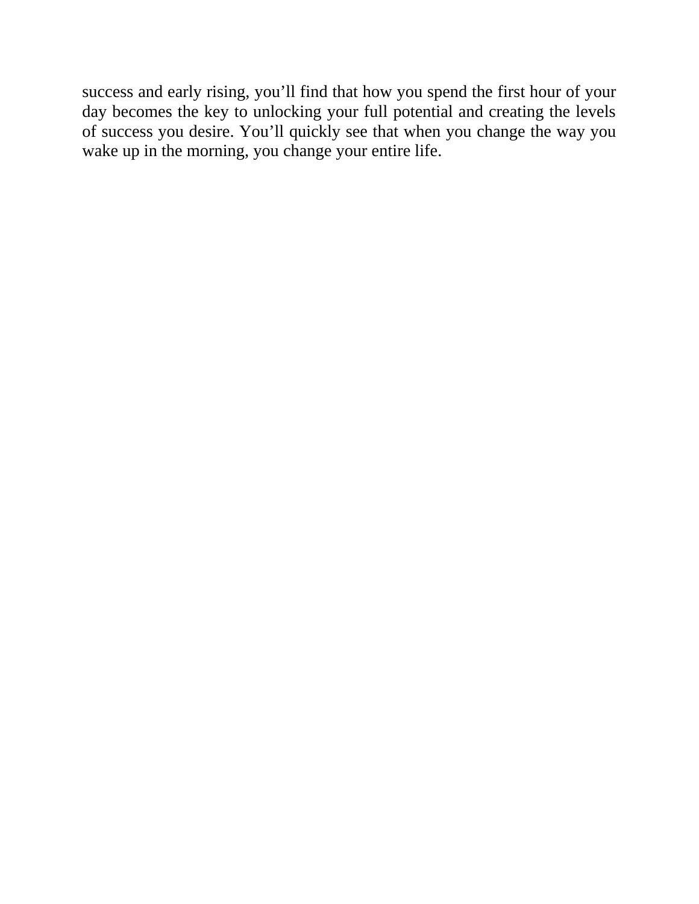success and early rising, you’ll find that how you spend the first hour of your day becomes the key to unlocking your full potential and creating the levels of success you desire. You’ll quickly see that when you change the way you wake up in the morning, you change your entire life.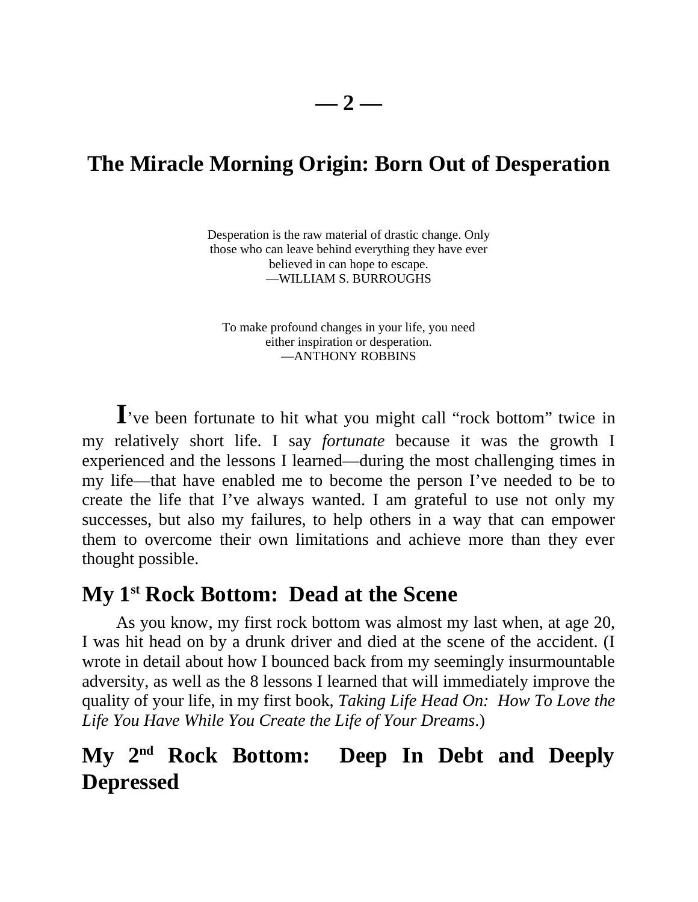# — 2 —

# The Miracle Morning Origin: Born Out of Desperation

Desperation is the raw material of drastic change. Only those who can leave behind everything they have ever believed in can hope to escape.
—WILLIAM S. BURROUGHS

To make profound changes in your life, you need either inspiration or desperation.
—ANTHONY ROBBINS

I've been fortunate to hit what you might call "rock bottom" twice in my relatively short life. I say *fortunate* because it was the growth I experienced and the lessons I learned—during the most challenging times in my life—that have enabled me to become the person I've needed to be to create the life that I've always wanted. I am grateful to use not only my successes, but also my failures, to help others in a way that can empower them to overcome their own limitations and achieve more than they ever thought possible.

## My 1st Rock Bottom: Dead at the Scene

As you know, my first rock bottom was almost my last when, at age 20, I was hit head on by a drunk driver and died at the scene of the accident. (I wrote in detail about how I bounced back from my seemingly insurmountable adversity, as well as the 8 lessons I learned that will immediately improve the quality of your life, in my first book, *Taking Life Head On: How To Love the Life You Have While You Create the Life of Your Dreams*.)

## My 2nd Rock Bottom: Deep In Debt and Deeply Depressed